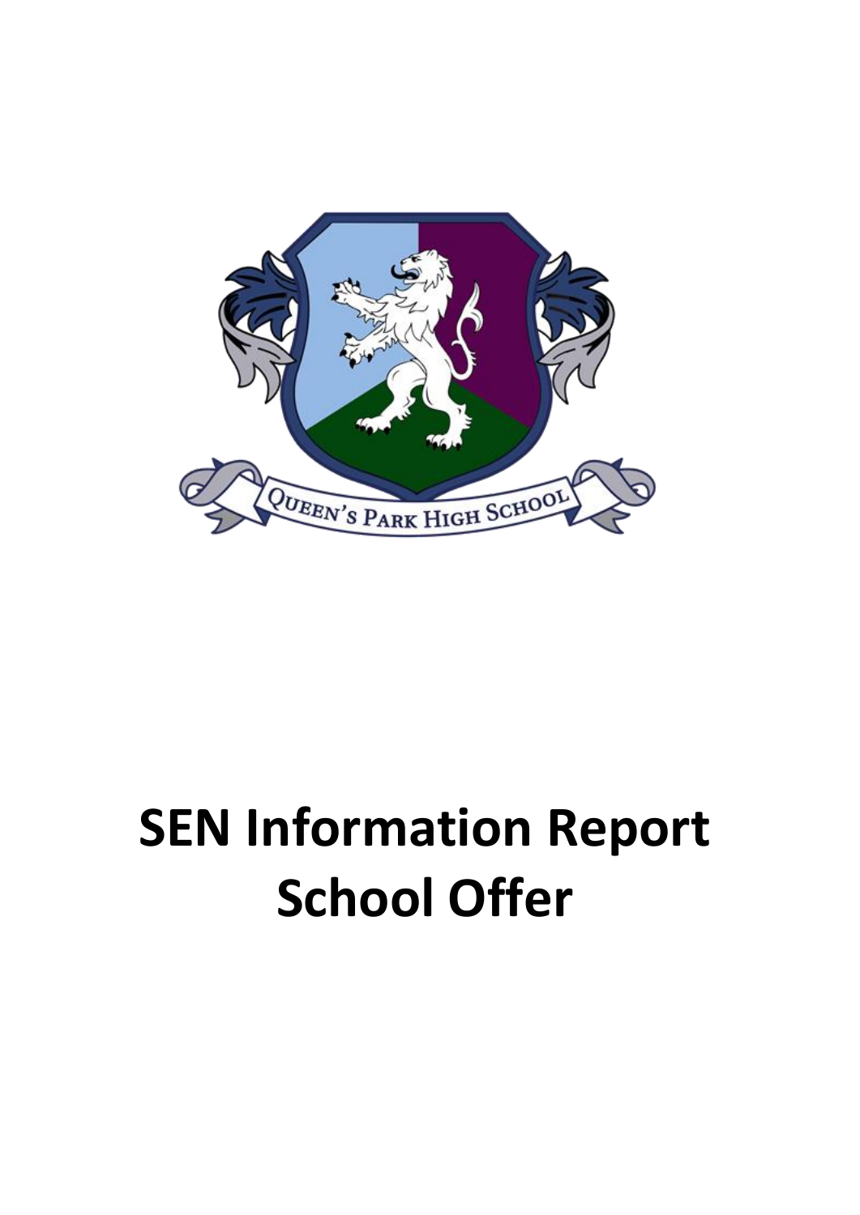# SEN Information Report
# School Offer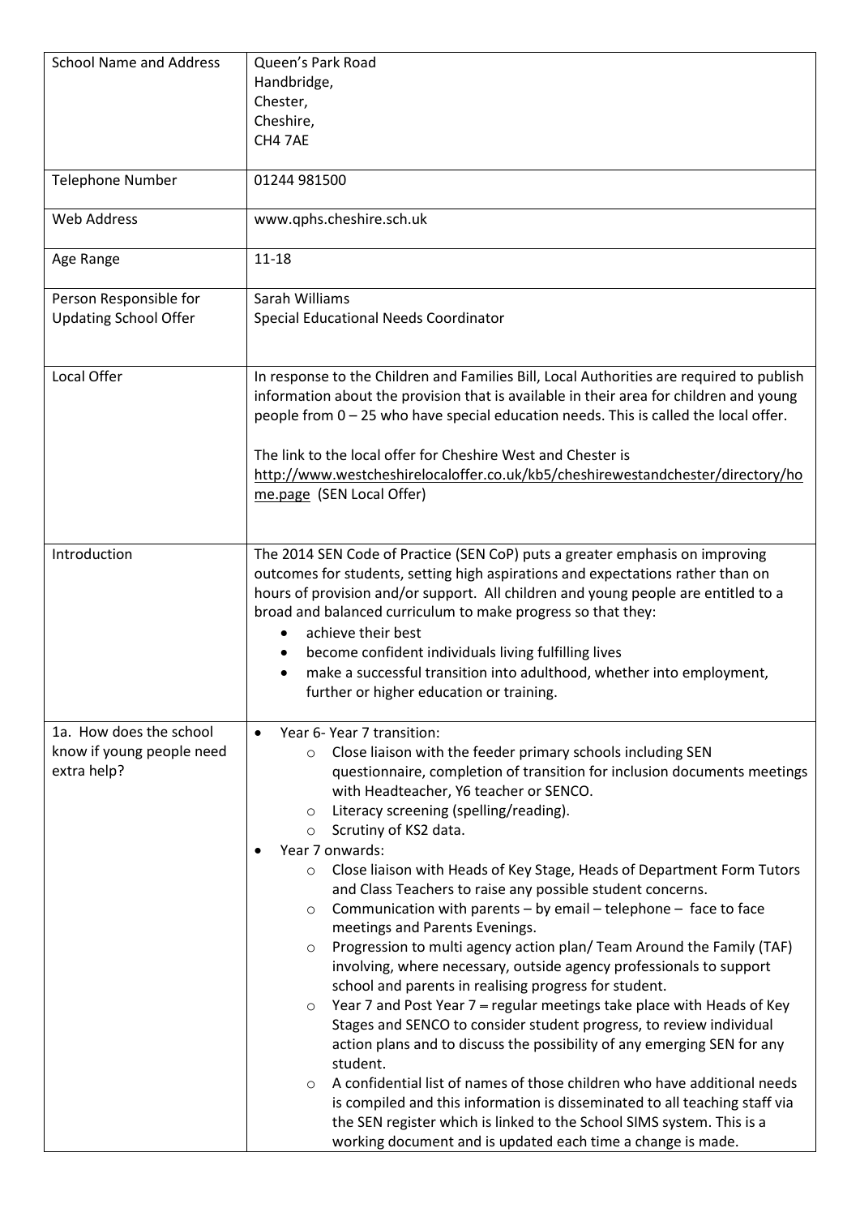| School Name and Address | Queen's Park Road<br>Handbridge,<br>Chester,<br>Cheshire,<br>CH4 7AE |
|---|---|
| Telephone Number | 01244 981500 |
| Web Address | www.qphs.cheshire.sch.uk |
| Age Range | 11-18 |
| Person Responsible for Updating School Offer | Sarah Williams<br>Special Educational Needs Coordinator |
| Local Offer | In response to the Children and Families Bill, Local Authorities are required to publish information about the provision that is available in their area for children and young people from 0 – 25 who have special education needs. This is called the local offer.<br><br>The link to the local offer for Cheshire West and Chester is http://www.westcheshirelocaloffer.co.uk/kb5/cheshirewestandchester/directory/home.page (SEN Local Offer) |
| Introduction | The 2014 SEN Code of Practice (SEN CoP) puts a greater emphasis on improving outcomes for students, setting high aspirations and expectations rather than on hours of provision and/or support. All children and young people are entitled to a broad and balanced curriculum to make progress so that they:<br>• achieve their best<br>• become confident individuals living fulfilling lives<br>• make a successful transition into adulthood, whether into employment, further or higher education or training. |
| 1a. How does the school know if young people need extra help? | • Year 6- Year 7 transition:<br>&nbsp;&nbsp;○ Close liaison with the feeder primary schools including SEN questionnaire, completion of transition for inclusion documents meetings with Headteacher, Y6 teacher or SENCO.<br>&nbsp;&nbsp;○ Literacy screening (spelling/reading).<br>&nbsp;&nbsp;○ Scrutiny of KS2 data.<br>• Year 7 onwards:<br>&nbsp;&nbsp;○ Close liaison with Heads of Key Stage, Heads of Department Form Tutors and Class Teachers to raise any possible student concerns.<br>&nbsp;&nbsp;○ Communication with parents – by email – telephone – face to face meetings and Parents Evenings.<br>&nbsp;&nbsp;○ Progression to multi agency action plan/ Team Around the Family (TAF) involving, where necessary, outside agency professionals to support school and parents in realising progress for student.<br>&nbsp;&nbsp;○ Year 7 and Post Year 7 = regular meetings take place with Heads of Key Stages and SENCO to consider student progress, to review individual action plans and to discuss the possibility of any emerging SEN for any student.<br>&nbsp;&nbsp;○ A confidential list of names of those children who have additional needs is compiled and this information is disseminated to all teaching staff via the SEN register which is linked to the School SIMS system. This is a working document and is updated each time a change is made. |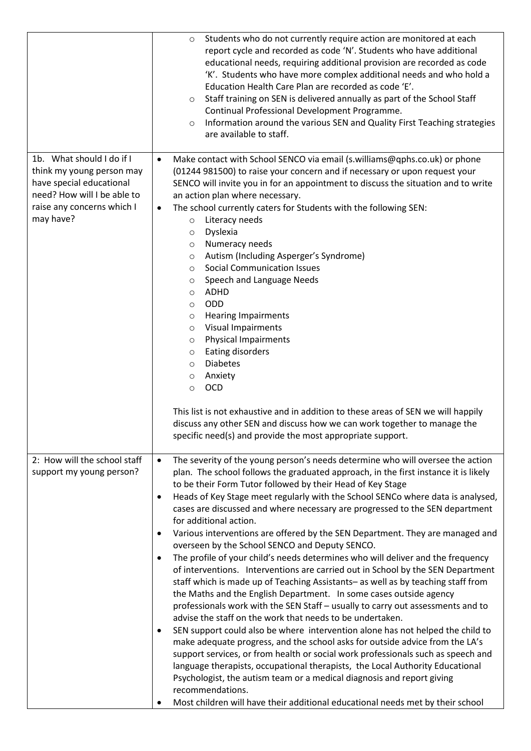| | |
|---|---|
| | - Students who do not currently require action are monitored at each report cycle and recorded as code 'N'. Students who have additional educational needs, requiring additional provision are recorded as code 'K'. Students who have more complex additional needs and who hold a Education Health Care Plan are recorded as code 'E'.<br>- Staff training on SEN is delivered annually as part of the School Staff Continual Professional Development Programme.<br>- Information around the various SEN and Quality First Teaching strategies are available to staff. |
| 1b. What should I do if I think my young person may have special educational need? How will I be able to raise any concerns which I may have? | - Make contact with School SENCO via email (s.williams@qphs.co.uk) or phone (01244 981500) to raise your concern and if necessary or upon request your SENCO will invite you in for an appointment to discuss the situation and to write an action plan where necessary.<br>- The school currently caters for Students with the following SEN:<br>  - Literacy needs<br>  - Dyslexia<br>  - Numeracy needs<br>  - Autism (Including Asperger's Syndrome)<br>  - Social Communication Issues<br>  - Speech and Language Needs<br>  - ADHD<br>  - ODD<br>  - Hearing Impairments<br>  - Visual Impairments<br>  - Physical Impairments<br>  - Eating disorders<br>  - Diabetes<br>  - Anxiety<br>  - OCD<br><br>This list is not exhaustive and in addition to these areas of SEN we will happily discuss any other SEN and discuss how we can work together to manage the specific need(s) and provide the most appropriate support. |
| 2: How will the school staff support my young person? | - The severity of the young person's needs determine who will oversee the action plan. The school follows the graduated approach, in the first instance it is likely to be their Form Tutor followed by their Head of Key Stage<br>- Heads of Key Stage meet regularly with the School SENCo where data is analysed, cases are discussed and where necessary are progressed to the SEN department for additional action.<br>- Various interventions are offered by the SEN Department. They are managed and overseen by the School SENCO and Deputy SENCO.<br>- The profile of your child's needs determines who will deliver and the frequency of interventions. Interventions are carried out in School by the SEN Department staff which is made up of Teaching Assistants– as well as by teaching staff from the Maths and the English Department. In some cases outside agency professionals work with the SEN Staff – usually to carry out assessments and to advise the staff on the work that needs to be undertaken.<br>- SEN support could also be where intervention alone has not helped the child to make adequate progress, and the school asks for outside advice from the LA's support services, or from health or social work professionals such as speech and language therapists, occupational therapists, the Local Authority Educational Psychologist, the autism team or a medical diagnosis and report giving recommendations.<br>- Most children will have their additional educational needs met by their school |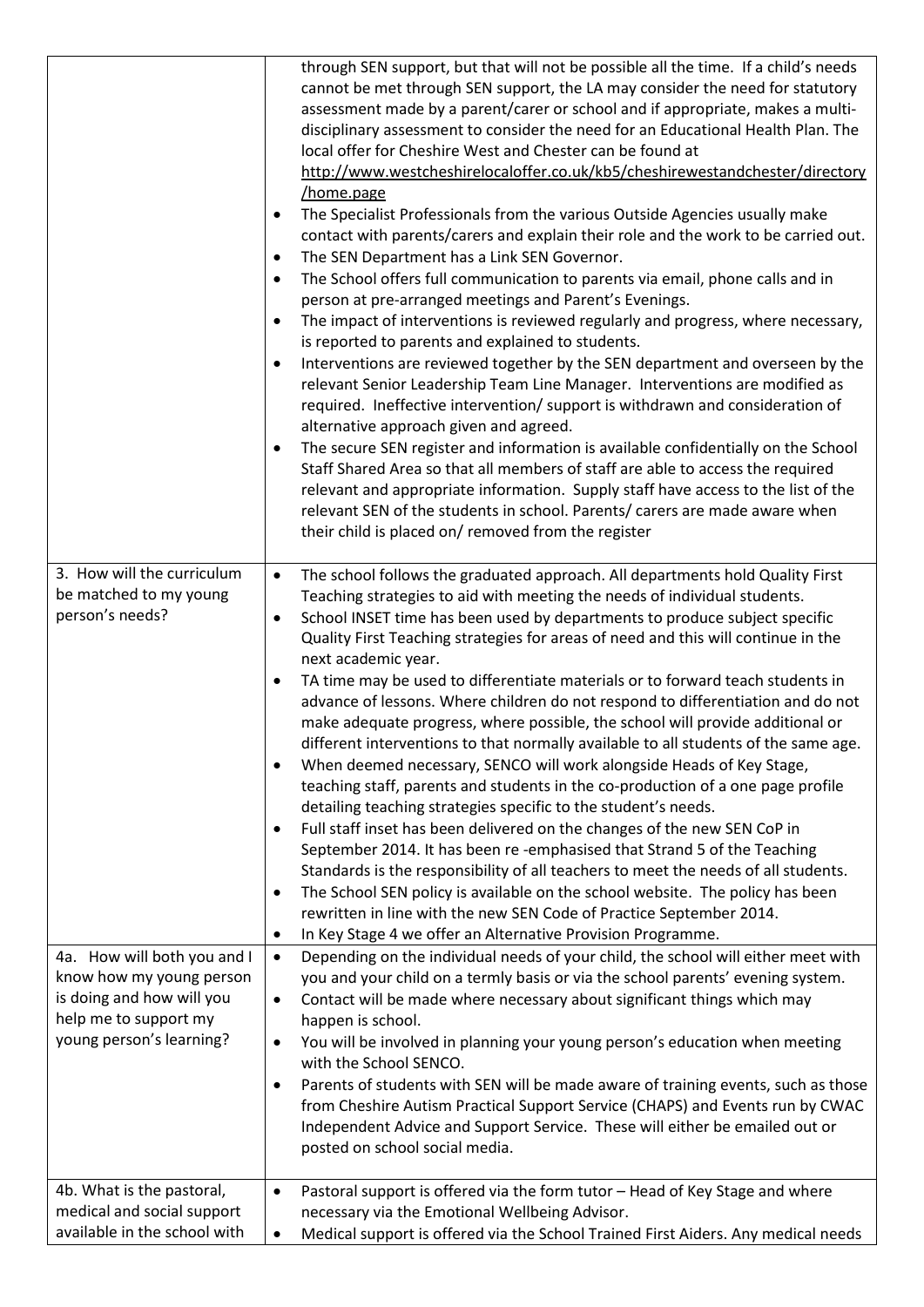| | |
|---|---|
| | through SEN support, but that will not be possible all the time. If a child's needs cannot be met through SEN support, the LA may consider the need for statutory assessment made by a parent/carer or school and if appropriate, makes a multi-disciplinary assessment to consider the need for an Educational Health Plan. The local offer for Cheshire West and Chester can be found at http://www.westcheshirelocaloffer.co.uk/kb5/cheshirewestandchester/directory/home.page<br>• The Specialist Professionals from the various Outside Agencies usually make contact with parents/carers and explain their role and the work to be carried out.<br>• The SEN Department has a Link SEN Governor.<br>• The School offers full communication to parents via email, phone calls and in person at pre-arranged meetings and Parent's Evenings.<br>• The impact of interventions is reviewed regularly and progress, where necessary, is reported to parents and explained to students.<br>• Interventions are reviewed together by the SEN department and overseen by the relevant Senior Leadership Team Line Manager. Interventions are modified as required. Ineffective intervention/ support is withdrawn and consideration of alternative approach given and agreed.<br>• The secure SEN register and information is available confidentially on the School Staff Shared Area so that all members of staff are able to access the required relevant and appropriate information. Supply staff have access to the list of the relevant SEN of the students in school. Parents/ carers are made aware when their child is placed on/ removed from the register |
| 3. How will the curriculum be matched to my young person's needs? | • The school follows the graduated approach. All departments hold Quality First Teaching strategies to aid with meeting the needs of individual students.<br>• School INSET time has been used by departments to produce subject specific Quality First Teaching strategies for areas of need and this will continue in the next academic year.<br>• TA time may be used to differentiate materials or to forward teach students in advance of lessons. Where children do not respond to differentiation and do not make adequate progress, where possible, the school will provide additional or different interventions to that normally available to all students of the same age.<br>• When deemed necessary, SENCO will work alongside Heads of Key Stage, teaching staff, parents and students in the co-production of a one page profile detailing teaching strategies specific to the student's needs.<br>• Full staff inset has been delivered on the changes of the new SEN CoP in September 2014. It has been re -emphasised that Strand 5 of the Teaching Standards is the responsibility of all teachers to meet the needs of all students.<br>• The School SEN policy is available on the school website. The policy has been rewritten in line with the new SEN Code of Practice September 2014.<br>• In Key Stage 4 we offer an Alternative Provision Programme. |
| 4a. How will both you and I know how my young person is doing and how will you help me to support my young person's learning? | • Depending on the individual needs of your child, the school will either meet with you and your child on a termly basis or via the school parents' evening system.<br>• Contact will be made where necessary about significant things which may happen is school.<br>• You will be involved in planning your young person's education when meeting with the School SENCO.<br>• Parents of students with SEN will be made aware of training events, such as those from Cheshire Autism Practical Support Service (CHAPS) and Events run by CWAC Independent Advice and Support Service. These will either be emailed out or posted on school social media. |
| 4b. What is the pastoral, medical and social support available in the school with | • Pastoral support is offered via the form tutor – Head of Key Stage and where necessary via the Emotional Wellbeing Advisor.<br>• Medical support is offered via the School Trained First Aiders. Any medical needs |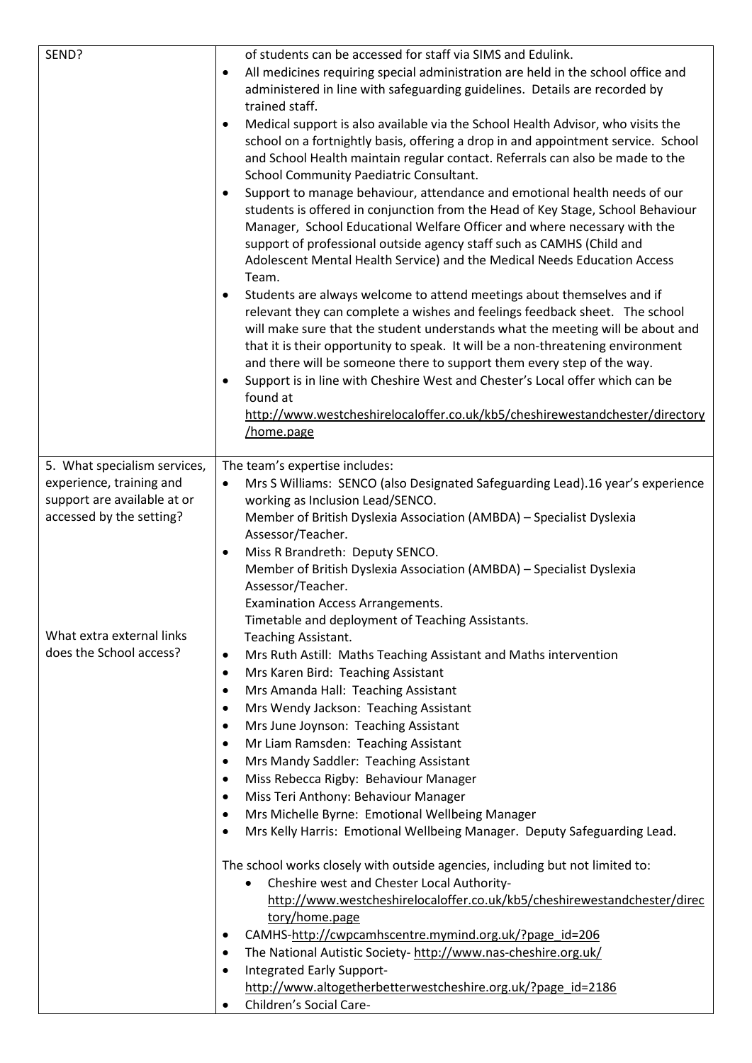| | |
|---|---|
| SEND? | of students can be accessed for staff via SIMS and Edulink.<br>• All medicines requiring special administration are held in the school office and administered in line with safeguarding guidelines. Details are recorded by trained staff.<br>• Medical support is also available via the School Health Advisor, who visits the school on a fortnightly basis, offering a drop in and appointment service. School and School Health maintain regular contact. Referrals can also be made to the School Community Paediatric Consultant.<br>• Support to manage behaviour, attendance and emotional health needs of our students is offered in conjunction from the Head of Key Stage, School Behaviour Manager, School Educational Welfare Officer and where necessary with the support of professional outside agency staff such as CAMHS (Child and Adolescent Mental Health Service) and the Medical Needs Education Access Team.<br>• Students are always welcome to attend meetings about themselves and if relevant they can complete a wishes and feelings feedback sheet. The school will make sure that the student understands what the meeting will be about and that it is their opportunity to speak. It will be a non-threatening environment and there will be someone there to support them every step of the way.<br>• Support is in line with Cheshire West and Chester's Local offer which can be found at http://www.westcheshirelocaloffer.co.uk/kb5/cheshirewestandchester/directory/home.page |
| 5. What specialism services, experience, training and support are available at or accessed by the setting?<br><br>What extra external links does the School access? | The team's expertise includes:<br>• Mrs S Williams: SENCO (also Designated Safeguarding Lead).16 year's experience working as Inclusion Lead/SENCO.<br>Member of British Dyslexia Association (AMBDA) – Specialist Dyslexia Assessor/Teacher.<br>• Miss R Brandreth: Deputy SENCO.<br>Member of British Dyslexia Association (AMBDA) – Specialist Dyslexia Assessor/Teacher.<br>Examination Access Arrangements.<br>Timetable and deployment of Teaching Assistants.<br>Teaching Assistant.<br>• Mrs Ruth Astill: Maths Teaching Assistant and Maths intervention<br>• Mrs Karen Bird: Teaching Assistant<br>• Mrs Amanda Hall: Teaching Assistant<br>• Mrs Wendy Jackson: Teaching Assistant<br>• Mrs June Joynson: Teaching Assistant<br>• Mr Liam Ramsden: Teaching Assistant<br>• Mrs Mandy Saddler: Teaching Assistant<br>• Miss Rebecca Rigby: Behaviour Manager<br>• Miss Teri Anthony: Behaviour Manager<br>• Mrs Michelle Byrne: Emotional Wellbeing Manager<br>• Mrs Kelly Harris: Emotional Wellbeing Manager. Deputy Safeguarding Lead.<br><br>The school works closely with outside agencies, including but not limited to:<br>• Cheshire west and Chester Local Authority- http://www.westcheshirelocaloffer.co.uk/kb5/cheshirewestandchester/directory/home.page<br>• CAMHS-http://cwpcamhscentre.mymind.org.uk/?page_id=206<br>• The National Autistic Society- http://www.nas-cheshire.org.uk/<br>• Integrated Early Support- http://www.altogetherbetterwestcheshire.org.uk/?page_id=2186<br>• Children's Social Care- |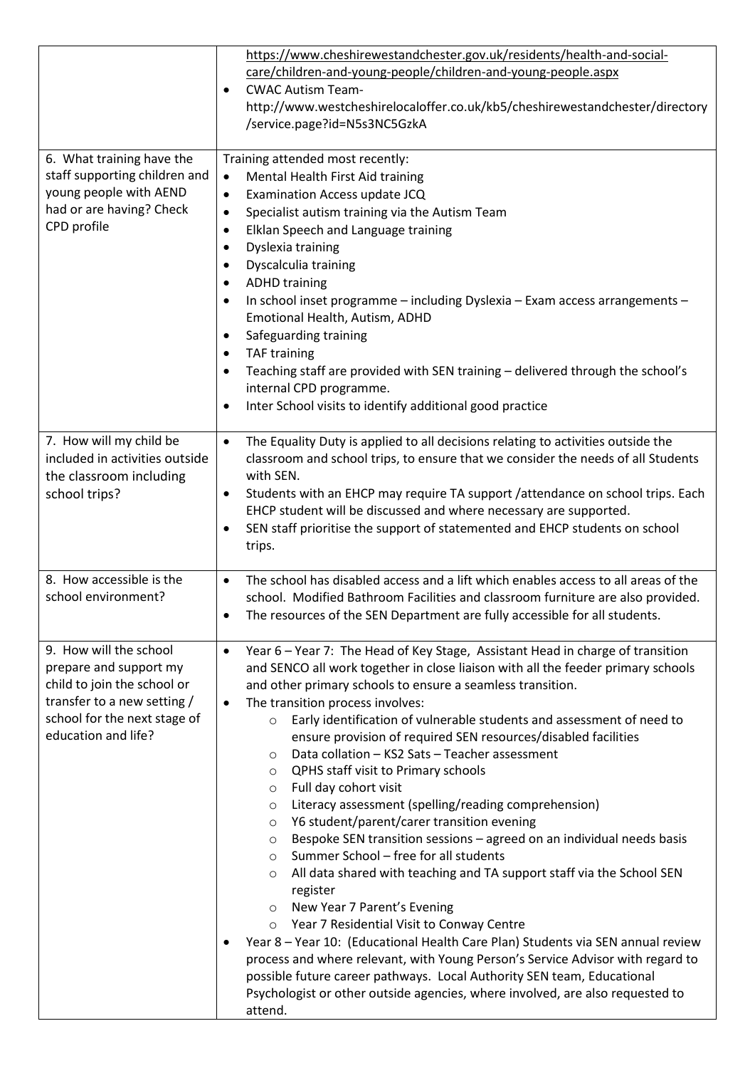| | |
|---|---|
| | https://www.cheshirewestandchester.gov.uk/residents/health-and-social-care/children-and-young-people/children-and-young-people.aspx<br>• CWAC Autism Team- http://www.westcheshirelocaloffer.co.uk/kb5/cheshirewestandchester/directory/service.page?id=N5s3NC5GzkA |
| 6. What training have the staff supporting children and young people with AEND had or are having? Check CPD profile | Training attended most recently:<br>• Mental Health First Aid training<br>• Examination Access update JCQ<br>• Specialist autism training via the Autism Team<br>• Elklan Speech and Language training<br>• Dyslexia training<br>• Dyscalculia training<br>• ADHD training<br>• In school inset programme – including Dyslexia – Exam access arrangements – Emotional Health, Autism, ADHD<br>• Safeguarding training<br>• TAF training<br>• Teaching staff are provided with SEN training – delivered through the school's internal CPD programme.<br>• Inter School visits to identify additional good practice |
| 7. How will my child be included in activities outside the classroom including school trips? | • The Equality Duty is applied to all decisions relating to activities outside the classroom and school trips, to ensure that we consider the needs of all Students with SEN.<br>• Students with an EHCP may require TA support /attendance on school trips. Each EHCP student will be discussed and where necessary are supported.<br>• SEN staff prioritise the support of statemented and EHCP students on school trips. |
| 8. How accessible is the school environment? | • The school has disabled access and a lift which enables access to all areas of the school. Modified Bathroom Facilities and classroom furniture are also provided.<br>• The resources of the SEN Department are fully accessible for all students. |
| 9. How will the school prepare and support my child to join the school or transfer to a new setting / school for the next stage of education and life? | • Year 6 – Year 7: The Head of Key Stage, Assistant Head in charge of transition and SENCO all work together in close liaison with all the feeder primary schools and other primary schools to ensure a seamless transition.<br>• The transition process involves:<br>  ○ Early identification of vulnerable students and assessment of need to ensure provision of required SEN resources/disabled facilities<br>  ○ Data collation – KS2 Sats – Teacher assessment<br>  ○ QPHS staff visit to Primary schools<br>  ○ Full day cohort visit<br>  ○ Literacy assessment (spelling/reading comprehension)<br>  ○ Y6 student/parent/carer transition evening<br>  ○ Bespoke SEN transition sessions – agreed on an individual needs basis<br>  ○ Summer School – free for all students<br>  ○ All data shared with teaching and TA support staff via the School SEN register<br>  ○ New Year 7 Parent's Evening<br>  ○ Year 7 Residential Visit to Conway Centre<br>• Year 8 – Year 10: (Educational Health Care Plan) Students via SEN annual review process and where relevant, with Young Person's Service Advisor with regard to possible future career pathways. Local Authority SEN team, Educational Psychologist or other outside agencies, where involved, are also requested to attend. |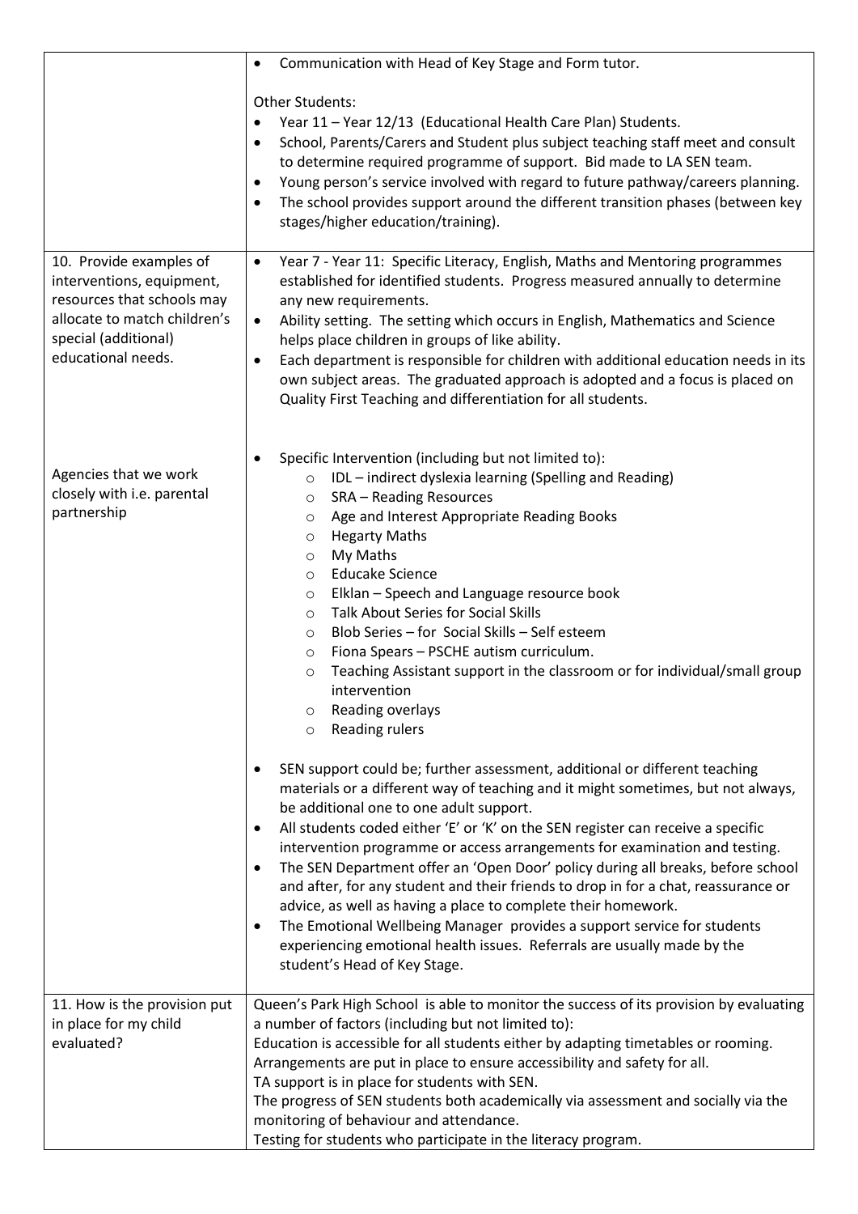| | |
|---|---|
| | • Communication with Head of Key Stage and Form tutor.<br><br>Other Students:<br>• Year 11 – Year 12/13 (Educational Health Care Plan) Students.<br>• School, Parents/Carers and Student plus subject teaching staff meet and consult to determine required programme of support. Bid made to LA SEN team.<br>• Young person's service involved with regard to future pathway/careers planning.<br>• The school provides support around the different transition phases (between key stages/higher education/training). |
| 10. Provide examples of interventions, equipment, resources that schools may allocate to match children's special (additional) educational needs.<br><br><br><br>Agencies that we work closely with i.e. parental partnership | • Year 7 - Year 11: Specific Literacy, English, Maths and Mentoring programmes established for identified students. Progress measured annually to determine any new requirements.<br>• Ability setting. The setting which occurs in English, Mathematics and Science helps place children in groups of like ability.<br>• Each department is responsible for children with additional education needs in its own subject areas. The graduated approach is adopted and a focus is placed on Quality First Teaching and differentiation for all students.<br><br>• Specific Intervention (including but not limited to):<br>&nbsp;&nbsp;&nbsp;&nbsp;o IDL – indirect dyslexia learning (Spelling and Reading)<br>&nbsp;&nbsp;&nbsp;&nbsp;o SRA – Reading Resources<br>&nbsp;&nbsp;&nbsp;&nbsp;o Age and Interest Appropriate Reading Books<br>&nbsp;&nbsp;&nbsp;&nbsp;o Hegarty Maths<br>&nbsp;&nbsp;&nbsp;&nbsp;o My Maths<br>&nbsp;&nbsp;&nbsp;&nbsp;o Educake Science<br>&nbsp;&nbsp;&nbsp;&nbsp;o Elklan – Speech and Language resource book<br>&nbsp;&nbsp;&nbsp;&nbsp;o Talk About Series for Social Skills<br>&nbsp;&nbsp;&nbsp;&nbsp;o Blob Series – for Social Skills – Self esteem<br>&nbsp;&nbsp;&nbsp;&nbsp;o Fiona Spears – PSCHE autism curriculum.<br>&nbsp;&nbsp;&nbsp;&nbsp;o Teaching Assistant support in the classroom or for individual/small group intervention<br>&nbsp;&nbsp;&nbsp;&nbsp;o Reading overlays<br>&nbsp;&nbsp;&nbsp;&nbsp;o Reading rulers<br><br>• SEN support could be; further assessment, additional or different teaching materials or a different way of teaching and it might sometimes, but not always, be additional one to one adult support.<br>• All students coded either 'E' or 'K' on the SEN register can receive a specific intervention programme or access arrangements for examination and testing.<br>• The SEN Department offer an 'Open Door' policy during all breaks, before school and after, for any student and their friends to drop in for a chat, reassurance or advice, as well as having a place to complete their homework.<br>• The Emotional Wellbeing Manager provides a support service for students experiencing emotional health issues. Referrals are usually made by the student's Head of Key Stage. |
| 11. How is the provision put in place for my child evaluated? | Queen's Park High School is able to monitor the success of its provision by evaluating a number of factors (including but not limited to):<br>Education is accessible for all students either by adapting timetables or rooming.<br>Arrangements are put in place to ensure accessibility and safety for all.<br>TA support is in place for students with SEN.<br>The progress of SEN students both academically via assessment and socially via the monitoring of behaviour and attendance.<br>Testing for students who participate in the literacy program. |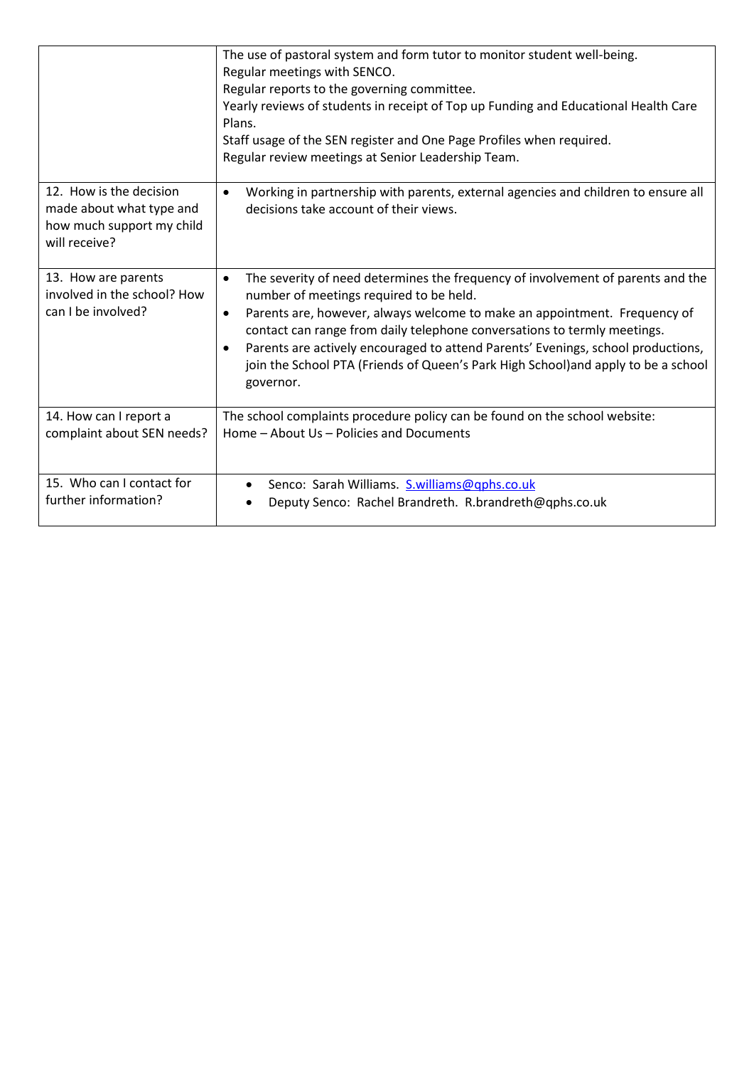| | |
|---|---|
| | The use of pastoral system and form tutor to monitor student well-being.<br>Regular meetings with SENCO.<br>Regular reports to the governing committee.<br>Yearly reviews of students in receipt of Top up Funding and Educational Health Care Plans.<br>Staff usage of the SEN register and One Page Profiles when required.<br>Regular review meetings at Senior Leadership Team. |
| 12. How is the decision made about what type and how much support my child will receive? | • Working in partnership with parents, external agencies and children to ensure all decisions take account of their views. |
| 13. How are parents involved in the school? How can I be involved? | • The severity of need determines the frequency of involvement of parents and the number of meetings required to be held.<br>• Parents are, however, always welcome to make an appointment. Frequency of contact can range from daily telephone conversations to termly meetings.<br>• Parents are actively encouraged to attend Parents' Evenings, school productions, join the School PTA (Friends of Queen's Park High School)and apply to be a school governor. |
| 14. How can I report a complaint about SEN needs? | The school complaints procedure policy can be found on the school website:<br>Home – About Us – Policies and Documents |
| 15. Who can I contact for further information? | • Senco: Sarah Williams. S.williams@qphs.co.uk<br>• Deputy Senco: Rachel Brandreth. R.brandreth@qphs.co.uk |